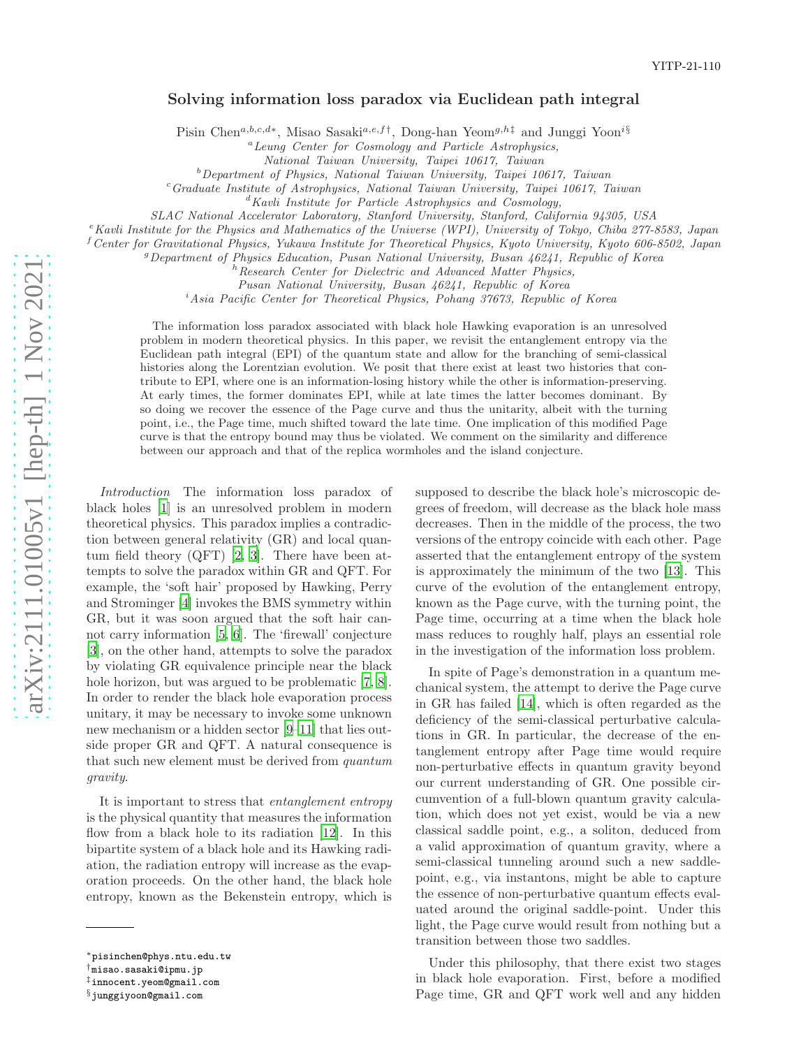YITP-21-110

# Solving information loss paradox via Euclidean path integral

Pisin Chen[a,b,c,d*], Misao Sasaki[a,e,f†], Dong-han Yeom[g,h‡] and Junggi Yoon[i§]

[a] *Leung Center for Cosmology and Particle Astrophysics, National Taiwan University, Taipei 10617, Taiwan*
[b] *Department of Physics, National Taiwan University, Taipei 10617, Taiwan*
[c] *Graduate Institute of Astrophysics, National Taiwan University, Taipei 10617, Taiwan*
[d] *Kavli Institute for Particle Astrophysics and Cosmology, SLAC National Accelerator Laboratory, Stanford University, Stanford, California 94305, USA*
[e] *Kavli Institute for the Physics and Mathematics of the Universe (WPI), University of Tokyo, Chiba 277-8583, Japan*
[f] *Center for Gravitational Physics, Yukawa Institute for Theoretical Physics, Kyoto University, Kyoto 606-8502, Japan*
[g] *Department of Physics Education, Pusan National University, Busan 46241, Republic of Korea*
[h] *Research Center for Dielectric and Advanced Matter Physics, Pusan National University, Busan 46241, Republic of Korea*
[i] *Asia Pacific Center for Theoretical Physics, Pohang 37673, Republic of Korea*

The information loss paradox associated with black hole Hawking evaporation is an unresolved problem in modern theoretical physics. In this paper, we revisit the entanglement entropy via the Euclidean path integral (EPI) of the quantum state and allow for the branching of semi-classical histories along the Lorentzian evolution. We posit that there exist at least two histories that contribute to EPI, where one is an information-losing history while the other is information-preserving. At early times, the former dominates EPI, while at late times the latter becomes dominant. By so doing we recover the essence of the Page curve and thus the unitarity, albeit with the turning point, i.e., the Page time, much shifted toward the late time. One implication of this modified Page curve is that the entropy bound may thus be violated. We comment on the similarity and difference between our approach and that of the replica wormholes and the island conjecture.

*Introduction* The information loss paradox of black holes [1] is an unresolved problem in modern theoretical physics. This paradox implies a contradiction between general relativity (GR) and local quantum field theory (QFT) [2, 3]. There have been attempts to solve the paradox within GR and QFT. For example, the 'soft hair' proposed by Hawking, Perry and Strominger [4] invokes the BMS symmetry within GR, but it was soon argued that the soft hair cannot carry information [5, 6]. The 'firewall' conjecture [3], on the other hand, attempts to solve the paradox by violating GR equivalence principle near the black hole horizon, but was argued to be problematic [7, 8]. In order to render the black hole evaporation process unitary, it may be necessary to invoke some unknown new mechanism or a hidden sector [9–11] that lies outside proper GR and QFT. A natural consequence is that such new element must be derived from *quantum gravity*.

It is important to stress that *entanglement entropy* is the physical quantity that measures the information flow from a black hole to its radiation [12]. In this bipartite system of a black hole and its Hawking radiation, the radiation entropy will increase as the evaporation proceeds. On the other hand, the black hole entropy, known as the Bekenstein entropy, which is supposed to describe the black hole's microscopic degrees of freedom, will decrease as the black hole mass decreases. Then in the middle of the process, the two versions of the entropy coincide with each other. Page asserted that the entanglement entropy of the system is approximately the minimum of the two [13]. This curve of the evolution of the entanglement entropy, known as the Page curve, with the turning point, the Page time, occurring at a time when the black hole mass reduces to roughly half, plays an essential role in the investigation of the information loss problem.

In spite of Page's demonstration in a quantum mechanical system, the attempt to derive the Page curve in GR has failed [14], which is often regarded as the deficiency of the semi-classical perturbative calculations in GR. In particular, the decrease of the entanglement entropy after Page time would require non-perturbative effects in quantum gravity beyond our current understanding of GR. One possible circumvention of a full-blown quantum gravity calculation, which does not yet exist, would be via a new classical saddle point, e.g., a soliton, deduced from a valid approximation of quantum gravity, where a semi-classical tunneling around such a new saddle-point, e.g., via instantons, might be able to capture the essence of non-perturbative quantum effects evaluated around the original saddle-point. Under this light, the Page curve would result from nothing but a transition between those two saddles.

Under this philosophy, that there exist two stages in black hole evaporation. First, before a modified Page time, GR and QFT work well and any hidden

* pisinchen@phys.ntu.edu.tw
† misao.sasaki@ipmu.jp
‡ innocent.yeom@gmail.com
§ junggiyoon@gmail.com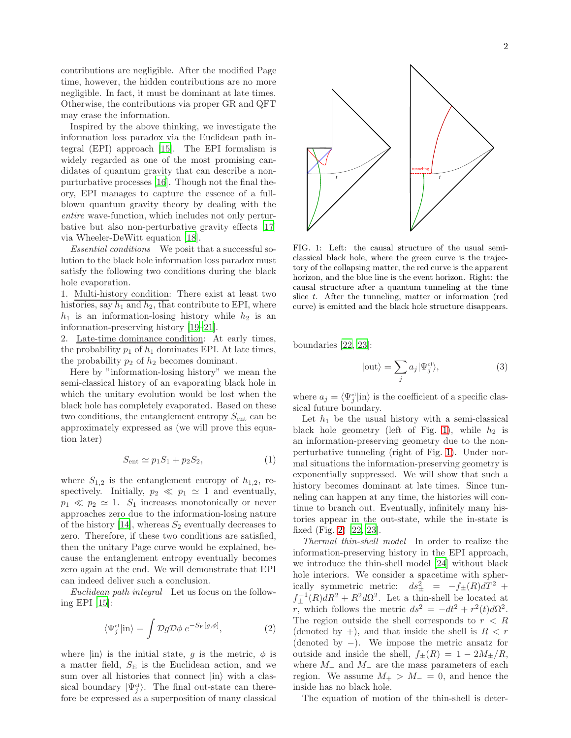contributions are negligible. After the modified Page time, however, the hidden contributions are no more negligible. In fact, it must be dominant at late times. Otherwise, the contributions via proper GR and QFT may erase the information.

Inspired by the above thinking, we investigate the information loss paradox via the Euclidean path integral (EPI) approach [15]. The EPI formalism is widely regarded as one of the most promising candidates of quantum gravity that can describe a non-purturbative processes [16]. Though not the final theory, EPI manages to capture the essence of a full-blown quantum gravity theory by dealing with the *entire* wave-function, which includes not only perturbative but also non-perturbative gravity effects [17] via Wheeler-DeWitt equation [18].

*Essential conditions* We posit that a successful solution to the black hole information loss paradox must satisfy the following two conditions during the black hole evaporation.

1. Multi-history condition: There exist at least two histories, say $h_1$ and $h_2$, that contribute to EPI, where $h_1$ is an information-losing history while $h_2$ is an information-preserving history [19–21].
2. Late-time dominance condition: At early times, the probability $p_1$ of $h_1$ dominates EPI. At late times, the probability $p_2$ of $h_2$ becomes dominant.

Here by "information-losing history" we mean the semi-classical history of an evaporating black hole in which the unitary evolution would be lost when the black hole has completely evaporated. Based on these two conditions, the entanglement entropy $S_{\rm ent}$ can be approximately expressed as (we will prove this equation later)

$$S_{\rm ent} \simeq p_1 S_1 + p_2 S_2, \tag{1}$$

where $S_{1,2}$ is the entanglement entropy of $h_{1,2}$, respectively. Initially, $p_2 \ll p_1 \simeq 1$ and eventually, $p_1 \ll p_2 \simeq 1$. $S_1$ increases monotonically or never approaches zero due to the information-losing nature of the history [14], whereas $S_2$ eventually decreases to zero. Therefore, if these two conditions are satisfied, then the unitary Page curve would be explained, because the entanglement entropy eventually becomes zero again at the end. We will demonstrate that EPI can indeed deliver such a conclusion.

*Euclidean path integral* Let us focus on the following EPI [15]:

$$\langle \Psi_j^{\rm cl} | {\rm in} \rangle = \int \mathcal{D}g \mathcal{D}\phi \; e^{-S_{\rm E}[g,\phi]}, \tag{2}$$

where $|{\rm in}\rangle$ is the initial state, $g$ is the metric, $\phi$ is a matter field, $S_{\rm E}$ is the Euclidean action, and we sum over all histories that connect $|{\rm in}\rangle$ with a classical boundary $|\Psi_j^{\rm cl}\rangle$. The final out-state can therefore be expressed as a superposition of many classical boundaries [22, 23]:

$$|{\rm out}\rangle = \sum_j a_j |\Psi_j^{\rm cl}\rangle, \tag{3}$$

where $a_j = \langle \Psi_j^{\rm cl} | {\rm in} \rangle$ is the coefficient of a specific classical future boundary.

FIG. 1: Left: the causal structure of the usual semi-classical black hole, where the green curve is the trajectory of the collapsing matter, the red curve is the apparent horizon, and the blue line is the event horizon. Right: the causal structure after a quantum tunneling at the time slice $t$. After the tunneling, matter or information (red curve) is emitted and the black hole structure disappears.

Let $h_1$ be the usual history with a semi-classical black hole geometry (left of Fig. 1), while $h_2$ is an information-preserving geometry due to the non-perturbative tunneling (right of Fig. 1). Under normal situations the information-preserving geometry is exponentially suppressed. We will show that such a history becomes dominant at late times. Since tunneling can happen at any time, the histories will continue to branch out. Eventually, infinitely many histories appear in the out-state, while the in-state is fixed (Fig. 2) [22, 23].

*Thermal thin-shell model* In order to realize the information-preserving history in the EPI approach, we introduce the thin-shell model [24] without black hole interiors. We consider a spacetime with spherically symmetric metric: $ds_\pm^2 = -f_\pm(R)dT^2 + f_\pm^{-1}(R)dR^2 + R^2 d\Omega^2$. Let a thin-shell be located at $r$, which follows the metric $ds^2 = -dt^2 + r^2(t)d\Omega^2$. The region outside the shell corresponds to $r < R$ (denoted by $+$), and that inside the shell is $R < r$ (denoted by $-$). We impose the metric ansatz for outside and inside the shell, $f_\pm(R) = 1 - 2M_\pm/R$, where $M_+$ and $M_-$ are the mass parameters of each region. We assume $M_+ > M_- = 0$, and hence the inside has no black hole.

The equation of motion of the thin-shell is deter-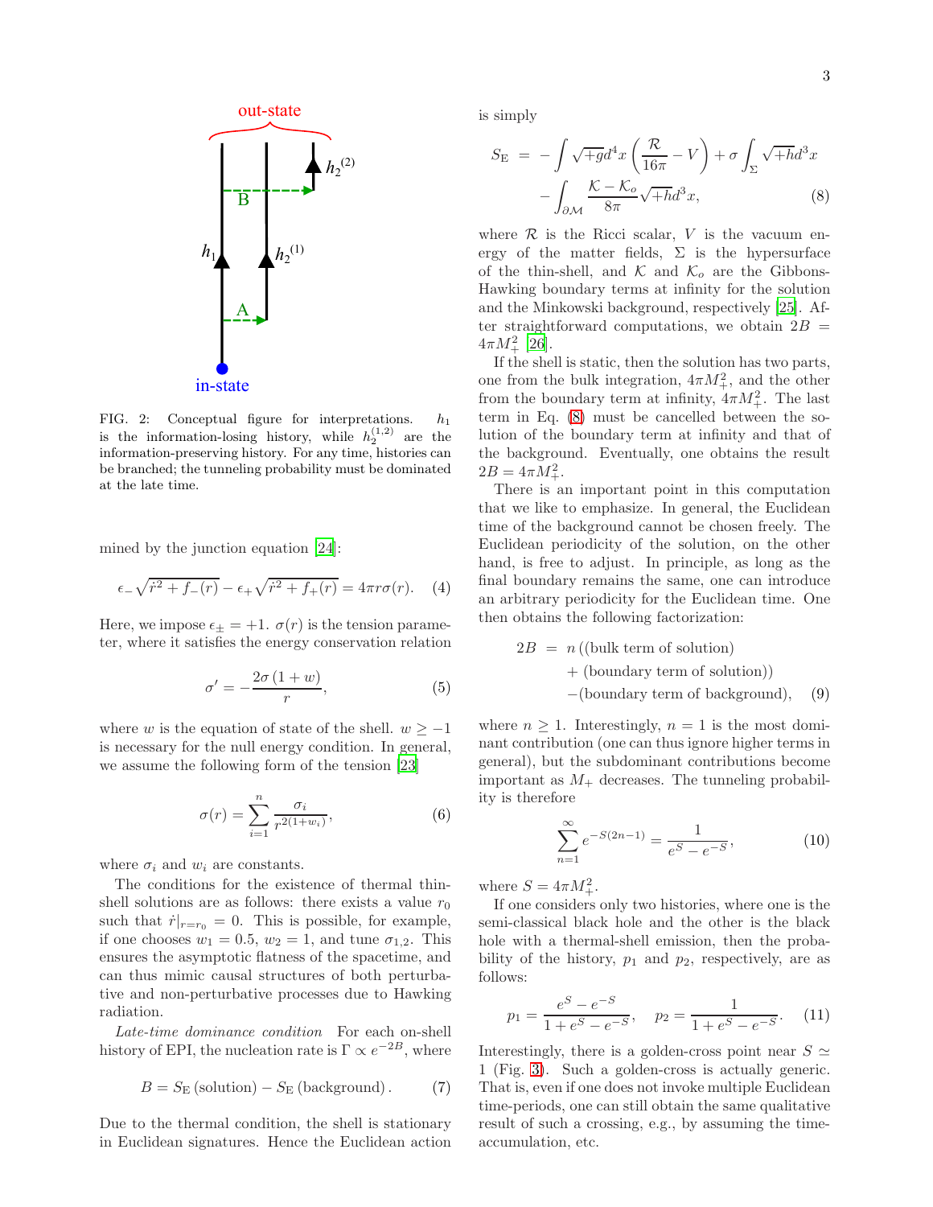FIG. 2: Conceptual figure for interpretations. $h_1$ is the information-losing history, while $h_2^{(1,2)}$ are the information-preserving history. For any time, histories can be branched; the tunneling probability must be dominated at the late time.

mined by the junction equation [24]:

$$\epsilon_- \sqrt{\dot{r}^2 + f_-(r)} - \epsilon_+ \sqrt{\dot{r}^2 + f_+(r)} = 4\pi r \sigma(r). \quad (4)$$

Here, we impose $\epsilon_\pm = +1$. $\sigma(r)$ is the tension parameter, where it satisfies the energy conservation relation

$$\sigma' = -\frac{2\sigma(1+w)}{r}, \quad (5)$$

where $w$ is the equation of state of the shell. $w \geq -1$ is necessary for the null energy condition. In general, we assume the following form of the tension [23]

$$\sigma(r) = \sum_{i=1}^{n} \frac{\sigma_i}{r^{2(1+w_i)}}, \quad (6)$$

where $\sigma_i$ and $w_i$ are constants.

The conditions for the existence of thermal thin-shell solutions are as follows: there exists a value $r_0$ such that $\dot{r}|_{r=r_0} = 0$. This is possible, for example, if one chooses $w_1 = 0.5$, $w_2 = 1$, and tune $\sigma_{1,2}$. This ensures the asymptotic flatness of the spacetime, and can thus mimic causal structures of both perturbative and non-perturbative processes due to Hawking radiation.

*Late-time dominance condition* For each on-shell history of EPI, the nucleation rate is $\Gamma \propto e^{-2B}$, where

$$B = S_{\mathrm{E}}\left(\text{solution}\right) - S_{\mathrm{E}}\left(\text{background}\right). \quad (7)$$

Due to the thermal condition, the shell is stationary in Euclidean signatures. Hence the Euclidean action is simply

$$\begin{aligned} S_{\mathrm{E}} &= -\int \sqrt{+g}\, d^4x \left(\frac{\mathcal{R}}{16\pi} - V\right) + \sigma \int_{\Sigma} \sqrt{+h}\, d^3x \\ &\quad - \int_{\partial\mathcal{M}} \frac{\mathcal{K} - \mathcal{K}_o}{8\pi} \sqrt{+h}\, d^3x, \end{aligned} \quad (8)$$

where $\mathcal{R}$ is the Ricci scalar, $V$ is the vacuum energy of the matter fields, $\Sigma$ is the hypersurface of the thin-shell, and $\mathcal{K}$ and $\mathcal{K}_o$ are the Gibbons-Hawking boundary terms at infinity for the solution and the Minkowski background, respectively [25]. After straightforward computations, we obtain $2B = 4\pi M_+^2$ [26].

If the shell is static, then the solution has two parts, one from the bulk integration, $4\pi M_+^2$, and the other from the boundary term at infinity, $4\pi M_+^2$. The last term in Eq. (8) must be cancelled between the solution of the boundary term at infinity and that of the background. Eventually, one obtains the result $2B = 4\pi M_+^2$.

There is an important point in this computation that we like to emphasize. In general, the Euclidean time of the background cannot be chosen freely. The Euclidean periodicity of the solution, on the other hand, is free to adjust. In principle, as long as the final boundary remains the same, one can introduce an arbitrary periodicity for the Euclidean time. One then obtains the following factorization:

$$\begin{aligned} 2B &= n\,((\text{bulk term of solution}) \\ &\quad + (\text{boundary term of solution})) \\ &\quad -(\text{boundary term of background}), \end{aligned} \quad (9)$$

where $n \geq 1$. Interestingly, $n = 1$ is the most dominant contribution (one can thus ignore higher terms in general), but the subdominant contributions become important as $M_+$ decreases. The tunneling probability is therefore

$$\sum_{n=1}^{\infty} e^{-S(2n-1)} = \frac{1}{e^{S} - e^{-S}}, \quad (10)$$

where $S = 4\pi M_+^2$.

If one considers only two histories, where one is the semi-classical black hole and the other is the black hole with a thermal-shell emission, then the probability of the history, $p_1$ and $p_2$, respectively, are as follows:

$$p_1 = \frac{e^{S} - e^{-S}}{1 + e^{S} - e^{-S}}, \quad p_2 = \frac{1}{1 + e^{S} - e^{-S}}. \quad (11)$$

Interestingly, there is a golden-cross point near $S \simeq 1$ (Fig. 3). Such a golden-cross is actually generic. That is, even if one does not invoke multiple Euclidean time-periods, one can still obtain the same qualitative result of such a crossing, e.g., by assuming the time-accumulation, etc.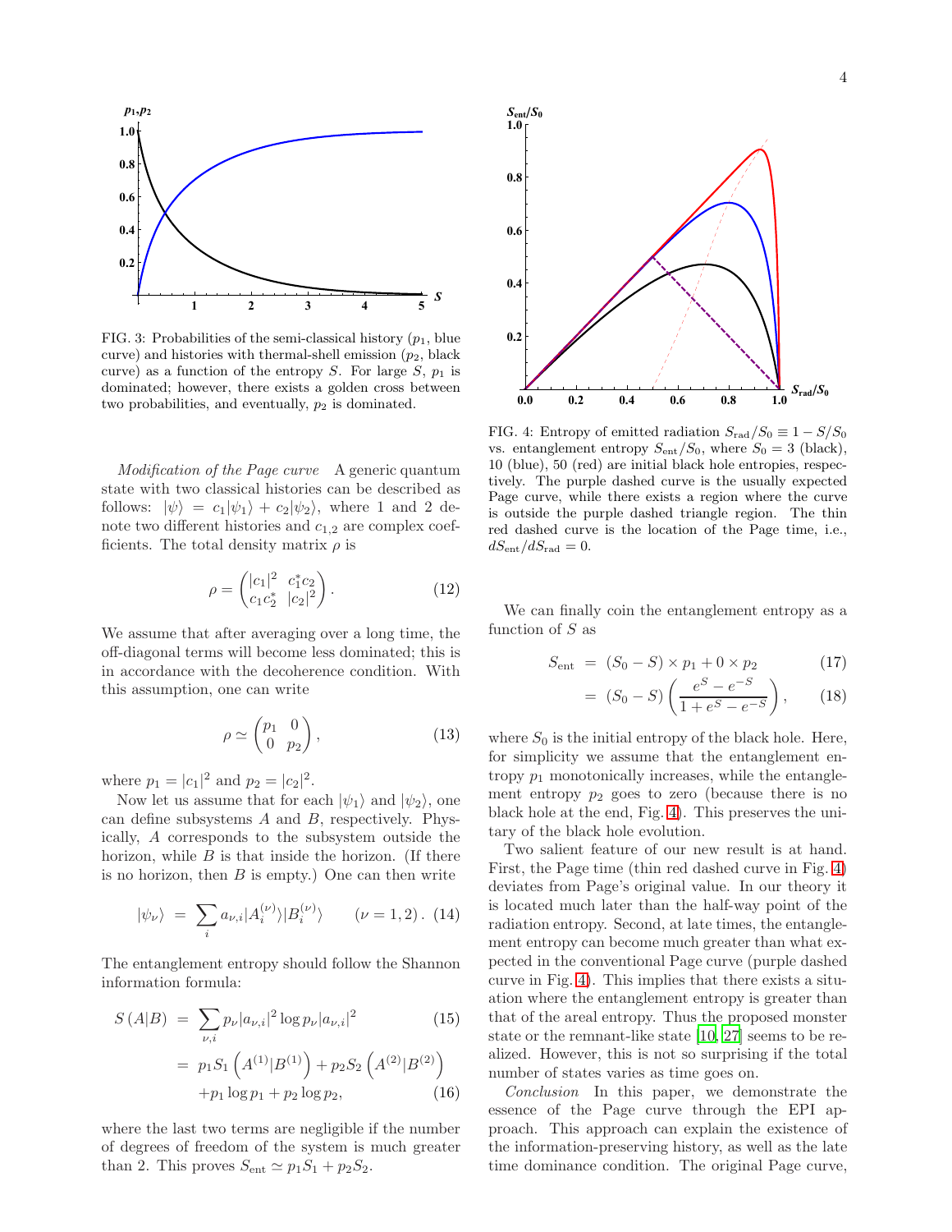FIG. 3: Probabilities of the semi-classical history ($p_1$, blue curve) and histories with thermal-shell emission ($p_2$, black curve) as a function of the entropy $S$. For large $S$, $p_1$ is dominated; however, there exists a golden cross between two probabilities, and eventually, $p_2$ is dominated.

*Modification of the Page curve* A generic quantum state with two classical histories can be described as follows: $|\psi\rangle = c_1|\psi_1\rangle + c_2|\psi_2\rangle$, where 1 and 2 denote two different histories and $c_{1,2}$ are complex coefficients. The total density matrix $\rho$ is

$$\rho = \begin{pmatrix} |c_1|^2 & c_1^* c_2 \\ c_1 c_2^* & |c_2|^2 \end{pmatrix}. \quad (12)$$

We assume that after averaging over a long time, the off-diagonal terms will become less dominated; this is in accordance with the decoherence condition. With this assumption, one can write

$$\rho \simeq \begin{pmatrix} p_1 & 0 \\ 0 & p_2 \end{pmatrix}, \quad (13)$$

where $p_1 = |c_1|^2$ and $p_2 = |c_2|^2$.

Now let us assume that for each $|\psi_1\rangle$ and $|\psi_2\rangle$, one can define subsystems $A$ and $B$, respectively. Physically, $A$ corresponds to the subsystem outside the horizon, while $B$ is that inside the horizon. (If there is no horizon, then $B$ is empty.) One can then write

$$|\psi_\nu\rangle = \sum_i a_{\nu,i} |A_i^{(\nu)}\rangle |B_i^{(\nu)}\rangle \qquad (\nu = 1, 2). \quad (14)$$

The entanglement entropy should follow the Shannon information formula:

$$\begin{aligned} S(A|B) &= \sum_{\nu,i} p_\nu |a_{\nu,i}|^2 \log p_\nu |a_{\nu,i}|^2 & (15) \\ &= p_1 S_1 \left(A^{(1)}|B^{(1)}\right) + p_2 S_2 \left(A^{(2)}|B^{(2)}\right) & \\ &\quad + p_1 \log p_1 + p_2 \log p_2, & (16) \end{aligned}$$

where the last two terms are negligible if the number of degrees of freedom of the system is much greater than 2. This proves $S_{\rm ent} \simeq p_1 S_1 + p_2 S_2$.

FIG. 4: Entropy of emitted radiation $S_{\rm rad}/S_0 \equiv 1 - S/S_0$ vs. entanglement entropy $S_{\rm ent}/S_0$, where $S_0 = 3$ (black), 10 (blue), 50 (red) are initial black hole entropies, respectively. The purple dashed curve is the usually expected Page curve, while there exists a region where the curve is outside the purple dashed triangle region. The thin red dashed curve is the location of the Page time, i.e., $dS_{\rm ent}/dS_{\rm rad} = 0$.

We can finally coin the entanglement entropy as a function of $S$ as

$$\begin{aligned} S_{\rm ent} &= (S_0 - S) \times p_1 + 0 \times p_2 & (17) \\ &= (S_0 - S) \left( \frac{e^S - e^{-S}}{1 + e^S - e^{-S}} \right), & (18) \end{aligned}$$

where $S_0$ is the initial entropy of the black hole. Here, for simplicity we assume that the entanglement entropy $p_1$ monotonically increases, while the entanglement entropy $p_2$ goes to zero (because there is no black hole at the end, Fig. 4). This preserves the unitary of the black hole evolution.

Two salient feature of our new result is at hand. First, the Page time (thin red dashed curve in Fig. 4) deviates from Page's original value. In our theory it is located much later than the half-way point of the radiation entropy. Second, at late times, the entanglement entropy can become much greater than what expected in the conventional Page curve (purple dashed curve in Fig. 4). This implies that there exists a situation where the entanglement entropy is greater than that of the areal entropy. Thus the proposed monster state or the remnant-like state [10, 27] seems to be realized. However, this is not so surprising if the total number of states varies as time goes on.

*Conclusion* In this paper, we demonstrate the essence of the Page curve through the EPI approach. This approach can explain the existence of the information-preserving history, as well as the late time dominance condition. The original Page curve,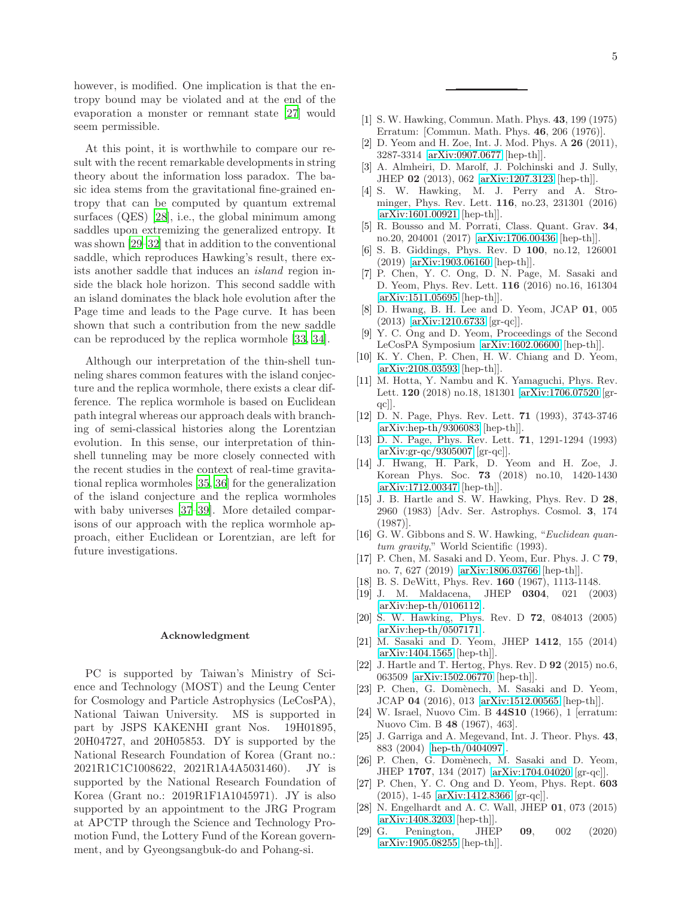however, is modified. One implication is that the entropy bound may be violated and at the end of the evaporation a monster or remnant state [27] would seem permissible.

At this point, it is worthwhile to compare our result with the recent remarkable developments in string theory about the information loss paradox. The basic idea stems from the gravitational fine-grained entropy that can be computed by quantum extremal surfaces (QES) [28], i.e., the global minimum among saddles upon extremizing the generalized entropy. It was shown [29–32] that in addition to the conventional saddle, which reproduces Hawking's result, there exists another saddle that induces an *island* region inside the black hole horizon. This second saddle with an island dominates the black hole evolution after the Page time and leads to the Page curve. It has been shown that such a contribution from the new saddle can be reproduced by the replica wormhole [33, 34].

Although our interpretation of the thin-shell tunneling shares common features with the island conjecture and the replica wormhole, there exists a clear difference. The replica wormhole is based on Euclidean path integral whereas our approach deals with branching of semi-classical histories along the Lorentzian evolution. In this sense, our interpretation of thin-shell tunneling may be more closely connected with the recent studies in the context of real-time gravitational replica wormholes [35, 36] for the generalization of the island conjecture and the replica wormholes with baby universes [37–39]. More detailed comparisons of our approach with the replica wormhole approach, either Euclidean or Lorentzian, are left for future investigations.

## Acknowledgment

PC is supported by Taiwan's Ministry of Science and Technology (MOST) and the Leung Center for Cosmology and Particle Astrophysics (LeCosPA), National Taiwan University. MS is supported in part by JSPS KAKENHI grant Nos. 19H01895, 20H04727, and 20H05853. DY is supported by the National Research Foundation of Korea (Grant no.: 2021R1C1C1008622, 2021R1A4A5031460). JY is supported by the National Research Foundation of Korea (Grant no.: 2019R1F1A1045971). JY is also supported by an appointment to the JRG Program at APCTP through the Science and Technology Promotion Fund, the Lottery Fund of the Korean government, and by Gyeongsangbuk-do and Pohang-si.

---

[1] S. W. Hawking, Commun. Math. Phys. **43**, 199 (1975) Erratum: [Commun. Math. Phys. **46**, 206 (1976)].

[2] D. Yeom and H. Zoe, Int. J. Mod. Phys. A **26** (2011), 3287-3314 [arXiv:0907.0677 [hep-th]].

[3] A. Almheiri, D. Marolf, J. Polchinski and J. Sully, JHEP **02** (2013), 062 [arXiv:1207.3123 [hep-th]].

[4] S. W. Hawking, M. J. Perry and A. Strominger, Phys. Rev. Lett. **116**, no.23, 231301 (2016) [arXiv:1601.00921 [hep-th]].

[5] R. Bousso and M. Porrati, Class. Quant. Grav. **34**, no.20, 204001 (2017) [arXiv:1706.00436 [hep-th]].

[6] S. B. Giddings, Phys. Rev. D **100**, no.12, 126001 (2019) [arXiv:1903.06160 [hep-th]].

[7] P. Chen, Y. C. Ong, D. N. Page, M. Sasaki and D. Yeom, Phys. Rev. Lett. **116** (2016) no.16, 161304 [arXiv:1511.05695 [hep-th]].

[8] D. Hwang, B. H. Lee and D. Yeom, JCAP **01**, 005 (2013) [arXiv:1210.6733 [gr-qc]].

[9] Y. C. Ong and D. Yeom, Proceedings of the Second LeCosPA Symposium [arXiv:1602.06600 [hep-th]].

[10] K. Y. Chen, P. Chen, H. W. Chiang and D. Yeom, [arXiv:2108.03593 [hep-th]].

[11] M. Hotta, Y. Nambu and K. Yamaguchi, Phys. Rev. Lett. **120** (2018) no.18, 181301 [arXiv:1706.07520 [gr-qc]].

[12] D. N. Page, Phys. Rev. Lett. **71** (1993), 3743-3746 [arXiv:hep-th/9306083 [hep-th]].

[13] D. N. Page, Phys. Rev. Lett. **71**, 1291-1294 (1993) [arXiv:gr-qc/9305007 [gr-qc]].

[14] J. Hwang, H. Park, D. Yeom and H. Zoe, J. Korean Phys. Soc. **73** (2018) no.10, 1420-1430 [arXiv:1712.00347 [hep-th]].

[15] J. B. Hartle and S. W. Hawking, Phys. Rev. D **28**, 2960 (1983) [Adv. Ser. Astrophys. Cosmol. **3**, 174 (1987)].

[16] G. W. Gibbons and S. W. Hawking, "*Euclidean quantum gravity*," World Scientific (1993).

[17] P. Chen, M. Sasaki and D. Yeom, Eur. Phys. J. C **79**, no. 7, 627 (2019) [arXiv:1806.03766 [hep-th]].

[18] B. S. DeWitt, Phys. Rev. **160** (1967), 1113-1148.

[19] J. M. Maldacena, JHEP **0304**, 021 (2003) [arXiv:hep-th/0106112].

[20] S. W. Hawking, Phys. Rev. D **72**, 084013 (2005) [arXiv:hep-th/0507171].

[21] M. Sasaki and D. Yeom, JHEP **1412**, 155 (2014) [arXiv:1404.1565 [hep-th]].

[22] J. Hartle and T. Hertog, Phys. Rev. D **92** (2015) no.6, 063509 [arXiv:1502.06770 [hep-th]].

[23] P. Chen, G. Domènech, M. Sasaki and D. Yeom, JCAP **04** (2016), 013 [arXiv:1512.00565 [hep-th]].

[24] W. Israel, Nuovo Cim. B **44S10** (1966), 1 [erratum: Nuovo Cim. B **48** (1967), 463].

[25] J. Garriga and A. Megevand, Int. J. Theor. Phys. **43**, 883 (2004) [hep-th/0404097].

[26] P. Chen, G. Domènech, M. Sasaki and D. Yeom, JHEP **1707**, 134 (2017) [arXiv:1704.04020 [gr-qc]].

[27] P. Chen, Y. C. Ong and D. Yeom, Phys. Rept. **603** (2015), 1-45 [arXiv:1412.8366 [gr-qc]].

[28] N. Engelhardt and A. C. Wall, JHEP **01**, 073 (2015) [arXiv:1408.3203 [hep-th]].

[29] G. Penington, JHEP **09**, 002 (2020) [arXiv:1905.08255 [hep-th]].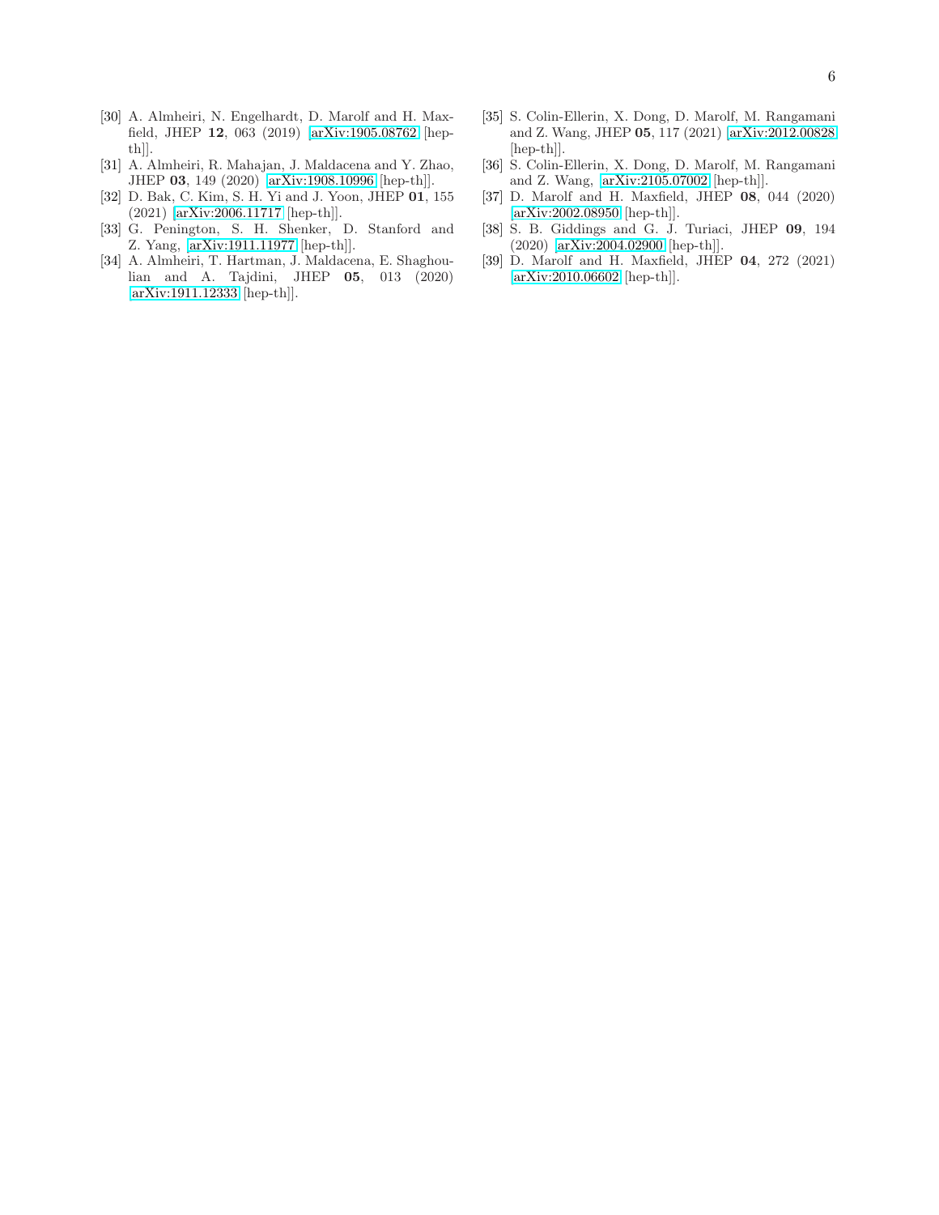[30] A. Almheiri, N. Engelhardt, D. Marolf and H. Maxfield, JHEP **12**, 063 (2019) [arXiv:1905.08762 [hep-th]].

[31] A. Almheiri, R. Mahajan, J. Maldacena and Y. Zhao, JHEP **03**, 149 (2020) [arXiv:1908.10996 [hep-th]].

[32] D. Bak, C. Kim, S. H. Yi and J. Yoon, JHEP **01**, 155 (2021) [arXiv:2006.11717 [hep-th]].

[33] G. Penington, S. H. Shenker, D. Stanford and Z. Yang, [arXiv:1911.11977 [hep-th]].

[34] A. Almheiri, T. Hartman, J. Maldacena, E. Shaghoulian and A. Tajdini, JHEP **05**, 013 (2020) [arXiv:1911.12333 [hep-th]].

[35] S. Colin-Ellerin, X. Dong, D. Marolf, M. Rangamani and Z. Wang, JHEP **05**, 117 (2021) [arXiv:2012.00828 [hep-th]].

[36] S. Colin-Ellerin, X. Dong, D. Marolf, M. Rangamani and Z. Wang, [arXiv:2105.07002 [hep-th]].

[37] D. Marolf and H. Maxfield, JHEP **08**, 044 (2020) [arXiv:2002.08950 [hep-th]].

[38] S. B. Giddings and G. J. Turiaci, JHEP **09**, 194 (2020) [arXiv:2004.02900 [hep-th]].

[39] D. Marolf and H. Maxfield, JHEP **04**, 272 (2021) [arXiv:2010.06602 [hep-th]].